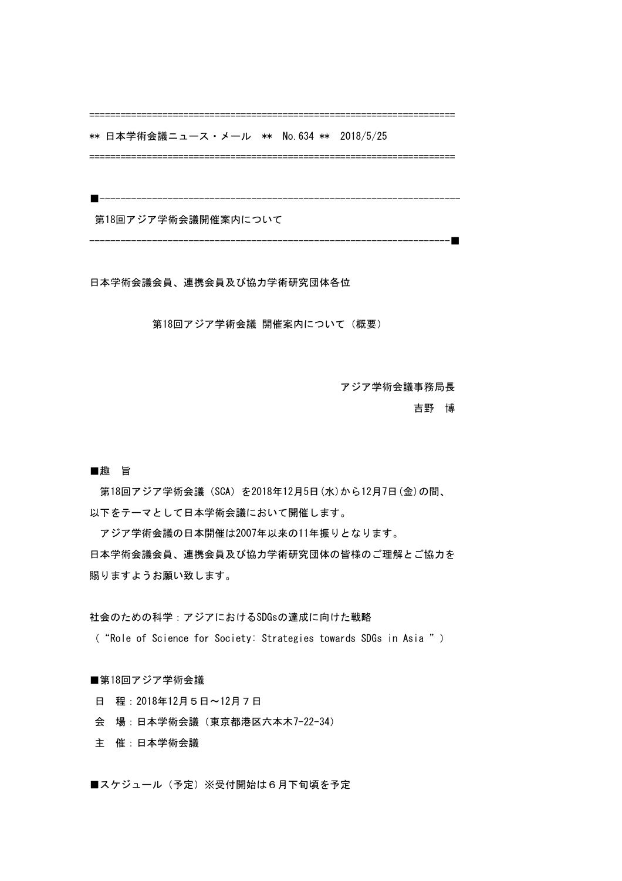====================================================================

** 日本学術会議ニュース・メール ** No.634 ** 2018/5/25

====================================================================

■--------------------------------------------------------------------

第18回アジア学術会議開催案内について

--------------------------------------------------------------------■

日本学術会議会員、連携会員及び協力学術研究団体各位

第18回アジア学術会議 開催案内について（概要）

アジア学術会議事務局長

吉野　博

■趣　旨

第18回アジア学術会議（SCA）を2018年12月5日(水)から12月7日(金)の間、以下をテーマとして日本学術会議において開催します。

アジア学術会議の日本開催は2007年以来の11年振りとなります。

日本学術会議会員、連携会員及び協力学術研究団体の皆様のご理解とご協力を賜りますようお願い致します。

社会のための科学：アジアにおけるSDGsの達成に向けた戦略

（“Role of Science for Society: Strategies towards SDGs in Asia ”）

■第18回アジア学術会議

日　程：2018年12月５日～12月７日

会　場：日本学術会議（東京都港区六本木7-22-34）

主　催：日本学術会議

■スケジュール（予定）※受付開始は６月下旬頃を予定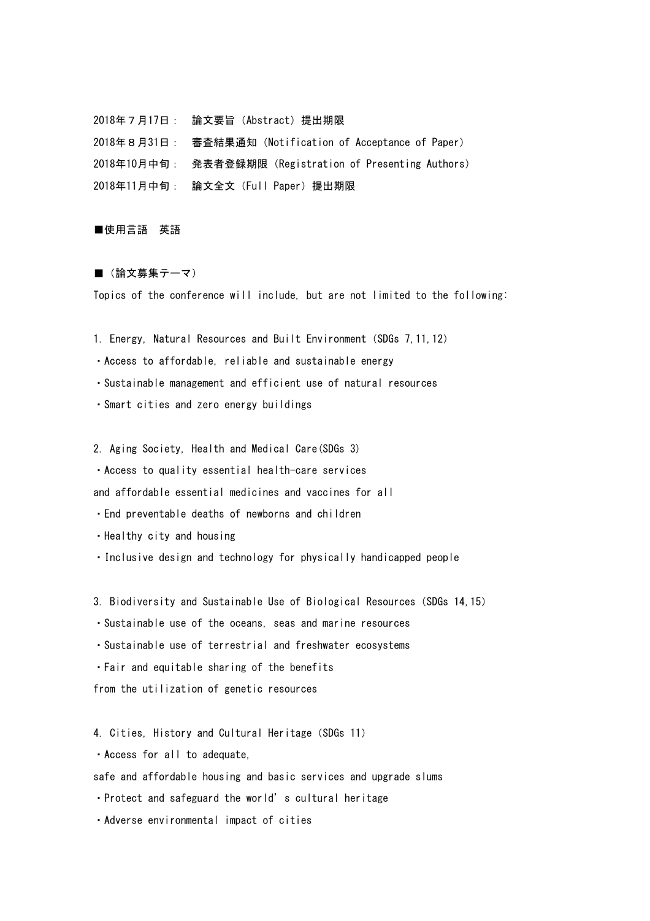2018年７月17日：　論文要旨（Abstract）提出期限

2018年８月31日：　審査結果通知（Notification of Acceptance of Paper）

2018年10月中旬：　発表者登録期限（Registration of Presenting Authors）

2018年11月中旬：　論文全文（Full Paper）提出期限

■使用言語　英語

■（論文募集テーマ）

Topics of the conference will include, but are not limited to the following:

1. Energy, Natural Resources and Built Environment (SDGs 7,11,12)

・Access to affordable, reliable and sustainable energy

・Sustainable management and efficient use of natural resources

・Smart cities and zero energy buildings

2. Aging Society, Health and Medical Care(SDGs 3)

・Access to quality essential health-care services
and affordable essential medicines and vaccines for all

・End preventable deaths of newborns and children

・Healthy city and housing

・Inclusive design and technology for physically handicapped people

3. Biodiversity and Sustainable Use of Biological Resources (SDGs 14,15)

・Sustainable use of the oceans, seas and marine resources

・Sustainable use of terrestrial and freshwater ecosystems

・Fair and equitable sharing of the benefits
from the utilization of genetic resources

4. Cities, History and Cultural Heritage (SDGs 11)

・Access for all to adequate,
safe and affordable housing and basic services and upgrade slums

・Protect and safeguard the world's cultural heritage

・Adverse environmental impact of cities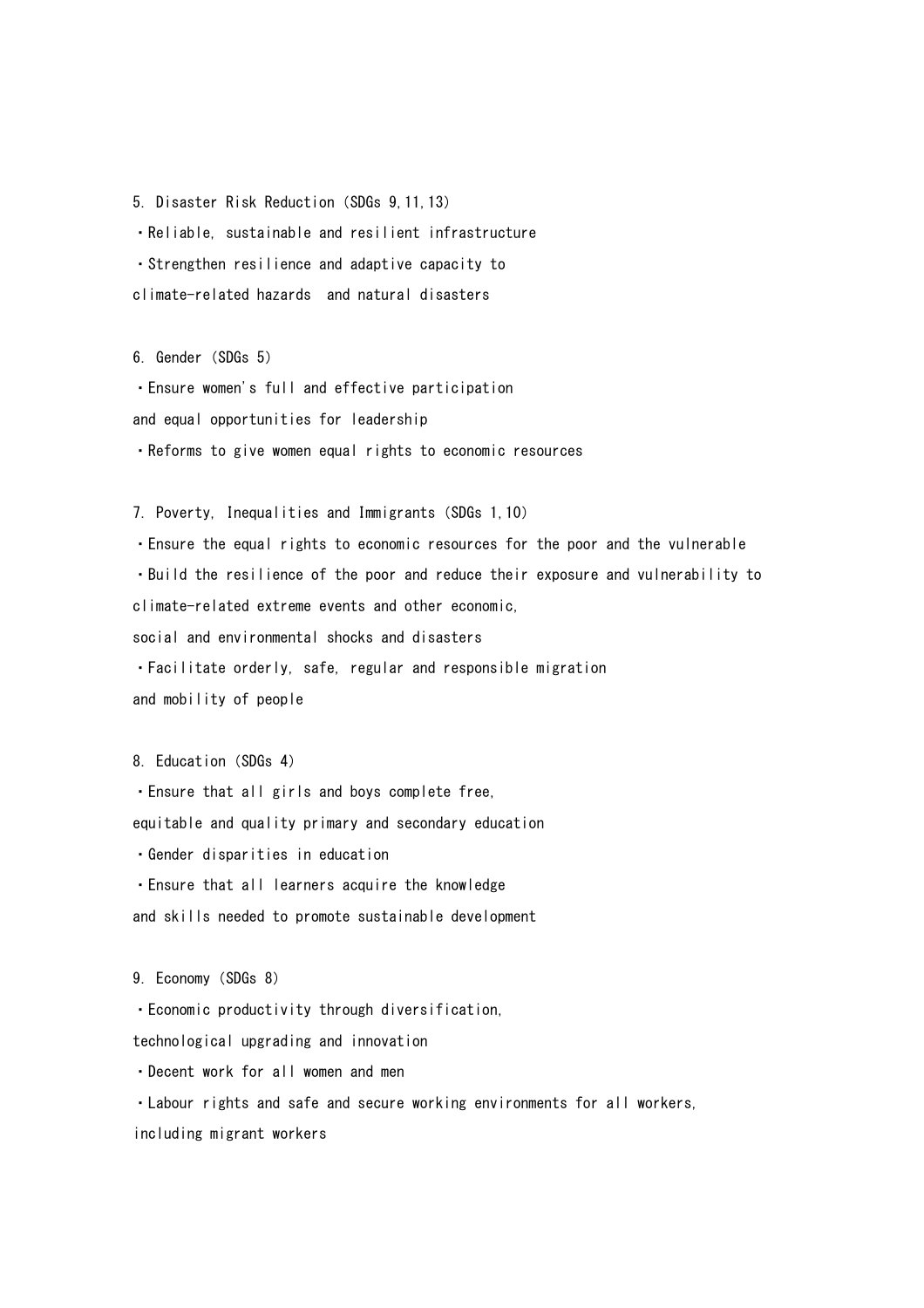5. Disaster Risk Reduction (SDGs 9,11,13)

・Reliable, sustainable and resilient infrastructure

・Strengthen resilience and adaptive capacity to climate-related hazards and natural disasters

6. Gender (SDGs 5)

・Ensure women's full and effective participation and equal opportunities for leadership

・Reforms to give women equal rights to economic resources

7. Poverty, Inequalities and Immigrants (SDGs 1,10)

・Ensure the equal rights to economic resources for the poor and the vulnerable

・Build the resilience of the poor and reduce their exposure and vulnerability to climate-related extreme events and other economic, social and environmental shocks and disasters

・Facilitate orderly, safe, regular and responsible migration and mobility of people

8. Education (SDGs 4)

・Ensure that all girls and boys complete free, equitable and quality primary and secondary education

・Gender disparities in education

・Ensure that all learners acquire the knowledge and skills needed to promote sustainable development

9. Economy (SDGs 8)

・Economic productivity through diversification, technological upgrading and innovation

・Decent work for all women and men

・Labour rights and safe and secure working environments for all workers, including migrant workers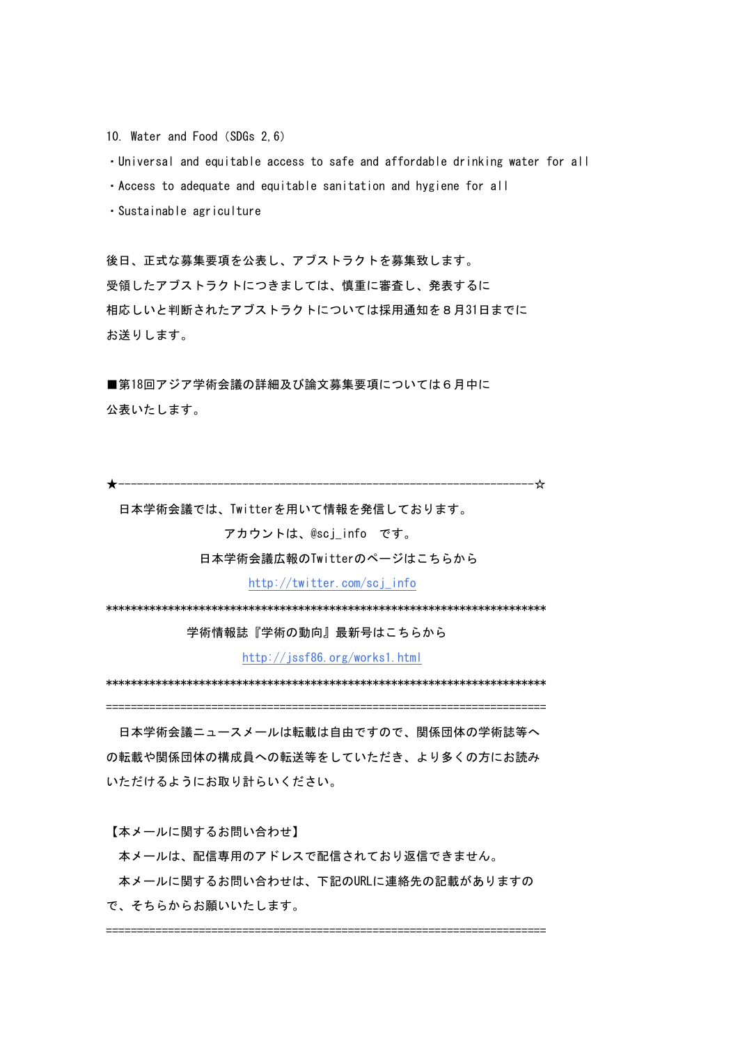10. Water and Food（SDGs 2,6）

・Universal and equitable access to safe and affordable drinking water for all

・Access to adequate and equitable sanitation and hygiene for all

・Sustainable agriculture

後日、正式な募集要項を公表し、アブストラクトを募集致します。
受領したアブストラクトにつきましては、慎重に審査し、発表するに
相応しいと判断されたアブストラクトについては採用通知を８月31日までに
お送りします。

■第18回アジア学術会議の詳細及び論文募集要項については６月中に
公表いたします。

★-------------------------------------------------------------------☆

日本学術会議では、Twitterを用いて情報を発信しております。

アカウントは、@scj_info　です。

日本学術会議広報のTwitterのページはこちらから

http://twitter.com/scj_info

*********************************************************************

学術情報誌『学術の動向』最新号はこちらから

http://jssf86.org/works1.html

*********************************************************************

=====================================================================

日本学術会議ニュースメールは転載は自由ですので、関係団体の学術誌等へ
の転載や関係団体の構成員への転送等をしていただき、より多くの方にお読み
いただけるようにお取り計らいください。

【本メールに関するお問い合わせ】

本メールは、配信専用のアドレスで配信されており返信できません。

本メールに関するお問い合わせは、下記のURLに連絡先の記載がありますの
で、そちらからお願いいたします。

=====================================================================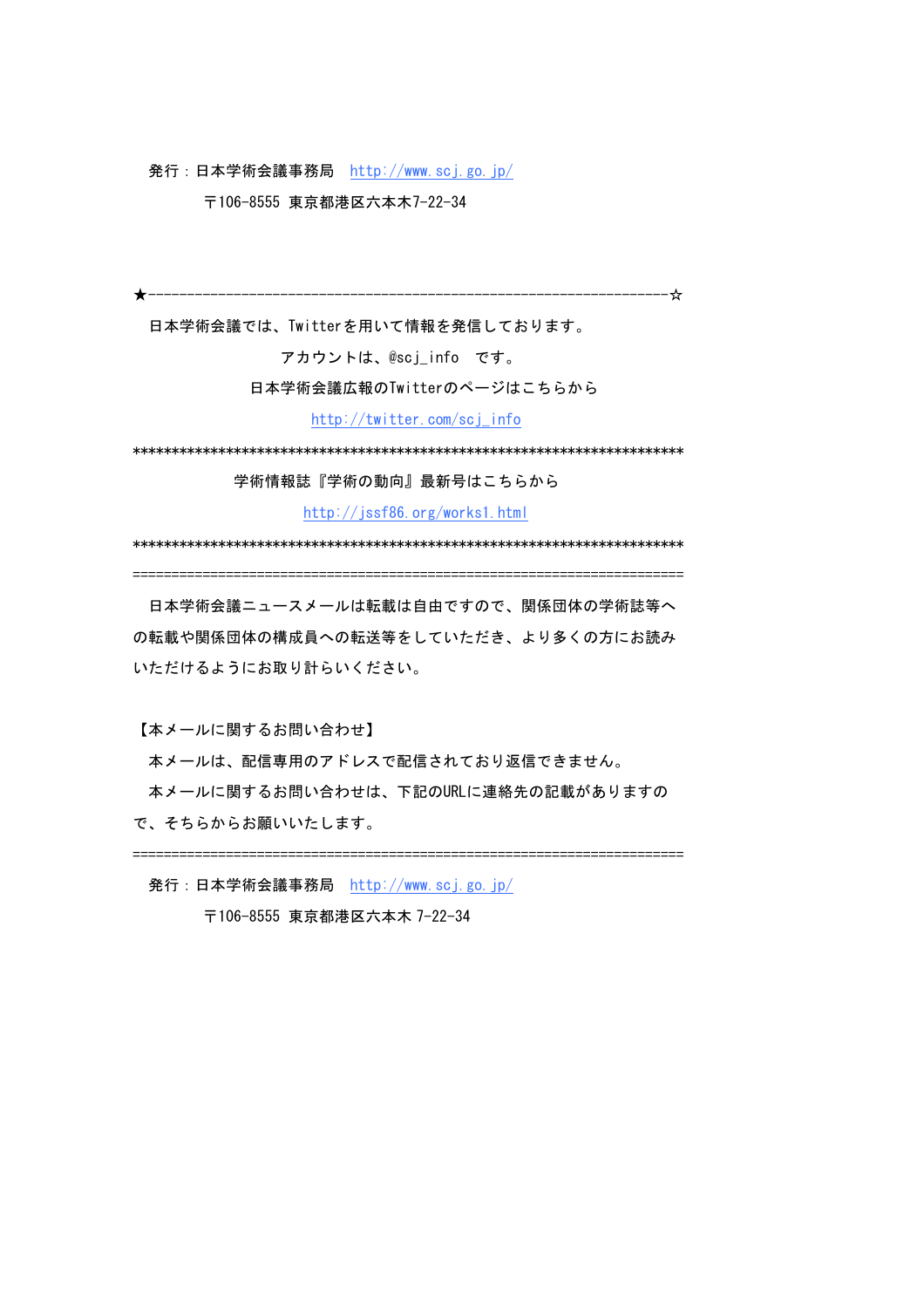発行：日本学術会議事務局　http://www.scj.go.jp/

〒106-8555 東京都港区六本木7-22-34

★-----------------------------------------------------------------☆

日本学術会議では、Twitterを用いて情報を発信しております。

アカウントは、@scj_info　です。

日本学術会議広報のTwitterのページはこちらから

http://twitter.com/scj_info

************************************************************************

学術情報誌『学術の動向』最新号はこちらから

http://jssf86.org/works1.html

************************************************************************

========================================================================

日本学術会議ニュースメールは転載は自由ですので、関係団体の学術誌等への転載や関係団体の構成員への転送等をしていただき、より多くの方にお読みいただけるようにお取り計らいください。

【本メールに関するお問い合わせ】

本メールは、配信専用のアドレスで配信されており返信できません。

本メールに関するお問い合わせは、下記のURLに連絡先の記載がありますので、そちらからお願いいたします。

========================================================================

発行：日本学術会議事務局　http://www.scj.go.jp/

〒106-8555 東京都港区六本木 7-22-34